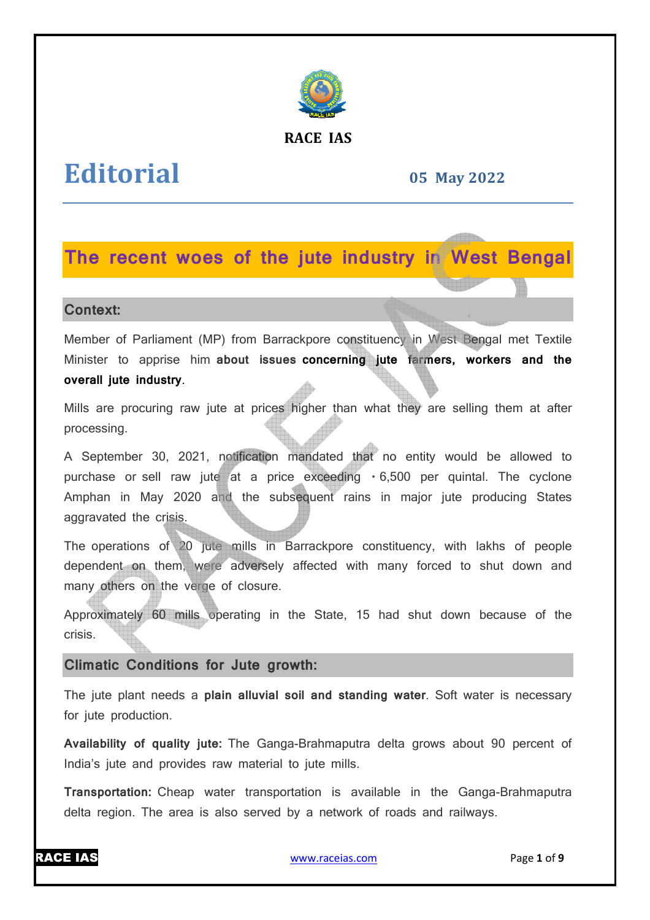RACE IAS

# Editorial

05 May 2022

## The recent woes of the jute industry in West Bengal

### Context:

Member of Parliament (MP) from Barrackpore constituency in West Bengal met Textile Minister to apprise him **about issues concerning jute farmers, workers and the overall jute industry**.

Mills are procuring raw jute at prices higher than what they are selling them at after processing.

A September 30, 2021, notification mandated that no entity would be allowed to purchase or sell raw jute at a price exceeding ₹6,500 per quintal. The cyclone Amphan in May 2020 and the subsequent rains in major jute producing States aggravated the crisis.

The operations of 20 jute mills in Barrackpore constituency, with lakhs of people dependent on them, were adversely affected with many forced to shut down and many others on the verge of closure.

Approximately 60 mills operating in the State, 15 had shut down because of the crisis.

### Climatic Conditions for Jute growth:

The jute plant needs a **plain alluvial soil and standing water**. Soft water is necessary for jute production.

**Availability of quality jute:** The Ganga-Brahmaputra delta grows about 90 percent of India's jute and provides raw material to jute mills.

**Transportation:** Cheap water transportation is available in the Ganga-Brahmaputra delta region. The area is also served by a network of roads and railways.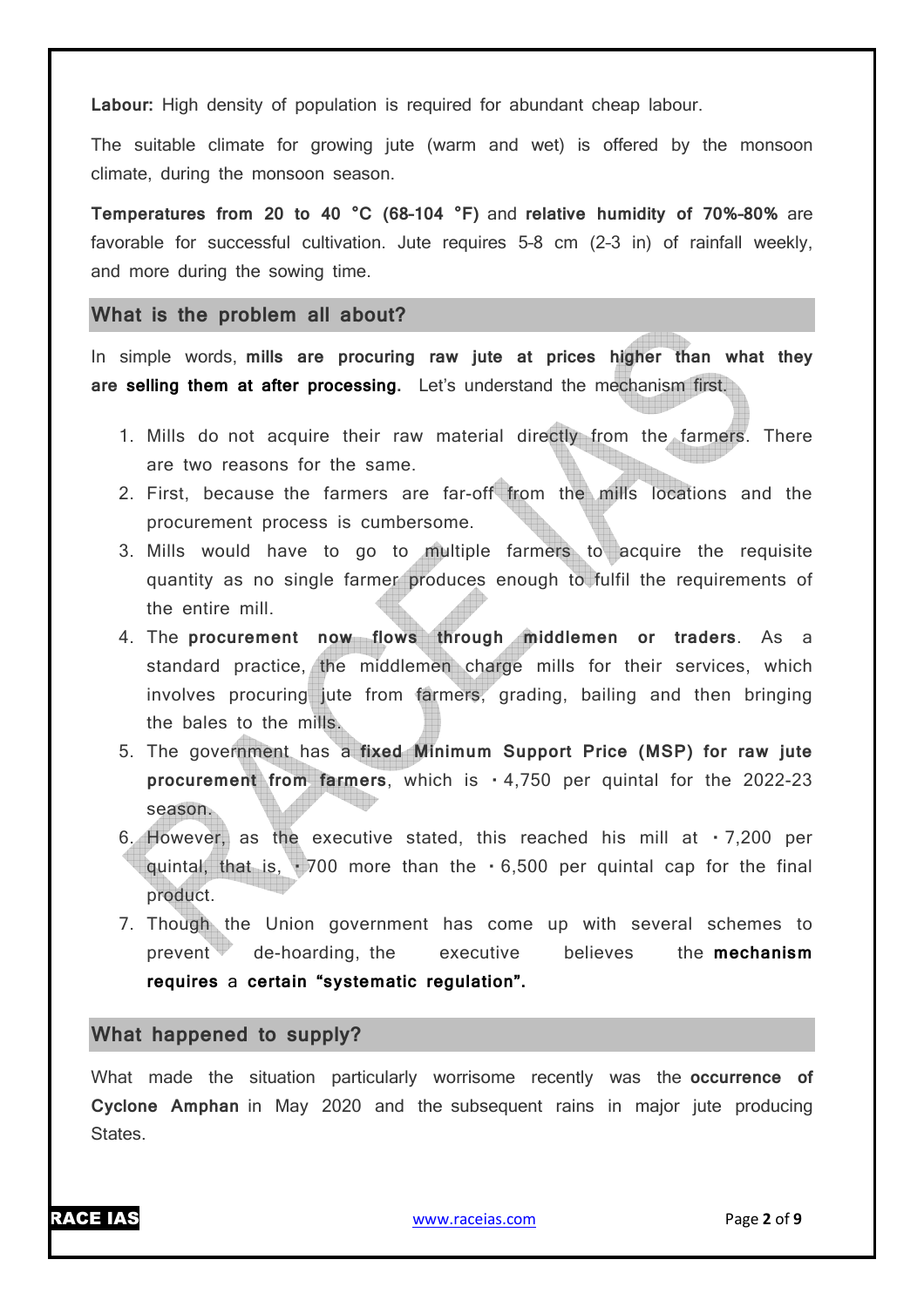**Labour:** High density of population is required for abundant cheap labour.

The suitable climate for growing jute (warm and wet) is offered by the monsoon climate, during the monsoon season.

**Temperatures from 20 to 40 °C (68–104 °F)** and **relative humidity of 70%–80%** are favorable for successful cultivation. Jute requires 5–8 cm (2–3 in) of rainfall weekly, and more during the sowing time.

## What is the problem all about?

In simple words, **mills are procuring raw jute at prices higher than what they are selling them at after processing.** Let's understand the mechanism first.

1. Mills do not acquire their raw material directly from the farmers. There are two reasons for the same.
2. First, because the farmers are far-off from the mills locations and the procurement process is cumbersome.
3. Mills would have to go to multiple farmers to acquire the requisite quantity as no single farmer produces enough to fulfil the requirements of the entire mill.
4. The **procurement now flows through middlemen or traders**. As a standard practice, the middlemen charge mills for their services, which involves procuring jute from farmers, grading, bailing and then bringing the bales to the mills.
5. The government has a **fixed Minimum Support Price (MSP) for raw jute procurement from farmers**, which is ₹4,750 per quintal for the 2022-23 season.
6. However, as the executive stated, this reached his mill at ₹7,200 per quintal, that is, ₹700 more than the ₹6,500 per quintal cap for the final product.
7. Though the Union government has come up with several schemes to prevent de-hoarding, the executive believes the **mechanism requires** a **certain "systematic regulation".**

## What happened to supply?

What made the situation particularly worrisome recently was the **occurrence of Cyclone Amphan** in May 2020 and the subsequent rains in major jute producing States.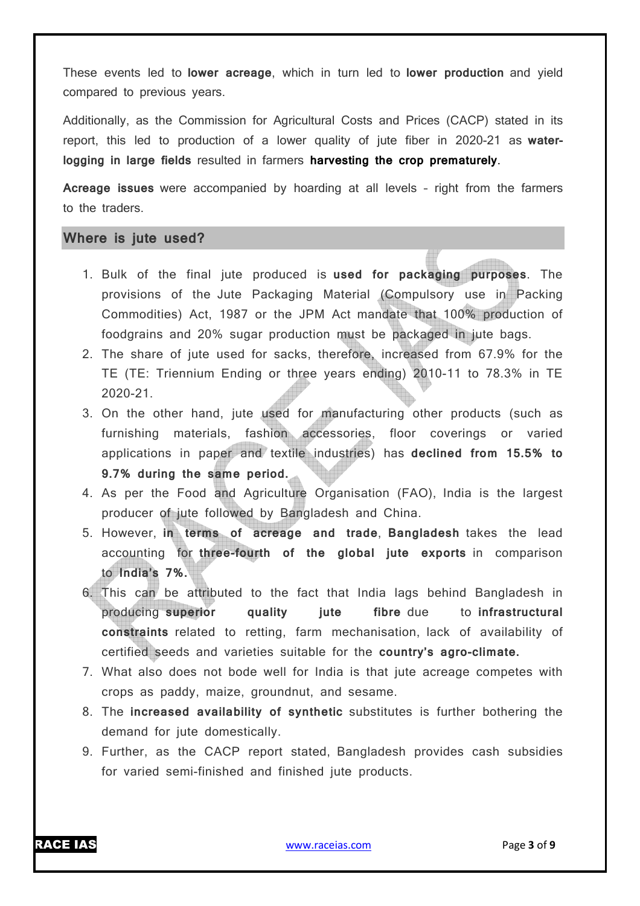These events led to **lower acreage**, which in turn led to **lower production** and yield compared to previous years.

Additionally, as the Commission for Agricultural Costs and Prices (CACP) stated in its report, this led to production of a lower quality of jute fiber in 2020-21 as **water-logging in large fields** resulted in farmers **harvesting the crop prematurely**.

**Acreage issues** were accompanied by hoarding at all levels – right from the farmers to the traders.

## Where is jute used?

1. Bulk of the final jute produced is **used for packaging purposes**. The provisions of the Jute Packaging Material (Compulsory use in Packing Commodities) Act, 1987 or the JPM Act mandate that 100% production of foodgrains and 20% sugar production must be packaged in jute bags.
2. The share of jute used for sacks, therefore, increased from 67.9% for the TE (TE: Triennium Ending or three years ending) 2010-11 to 78.3% in TE 2020-21.
3. On the other hand, jute used for manufacturing other products (such as furnishing materials, fashion accessories, floor coverings or varied applications in paper and textile industries) has **declined from 15.5% to 9.7% during the same period.**
4. As per the Food and Agriculture Organisation (FAO), India is the largest producer of jute followed by Bangladesh and China.
5. However, **in terms of acreage and trade**, **Bangladesh** takes the lead accounting for **three-fourth of the global jute exports** in comparison to **India's 7%.**
6. This can be attributed to the fact that India lags behind Bangladesh in producing **superior quality jute fibre** due to **infrastructural constraints** related to retting, farm mechanisation, lack of availability of certified seeds and varieties suitable for the **country's agro-climate.**
7. What also does not bode well for India is that jute acreage competes with crops as paddy, maize, groundnut, and sesame.
8. The **increased availability of synthetic** substitutes is further bothering the demand for jute domestically.
9. Further, as the CACP report stated, Bangladesh provides cash subsidies for varied semi-finished and finished jute products.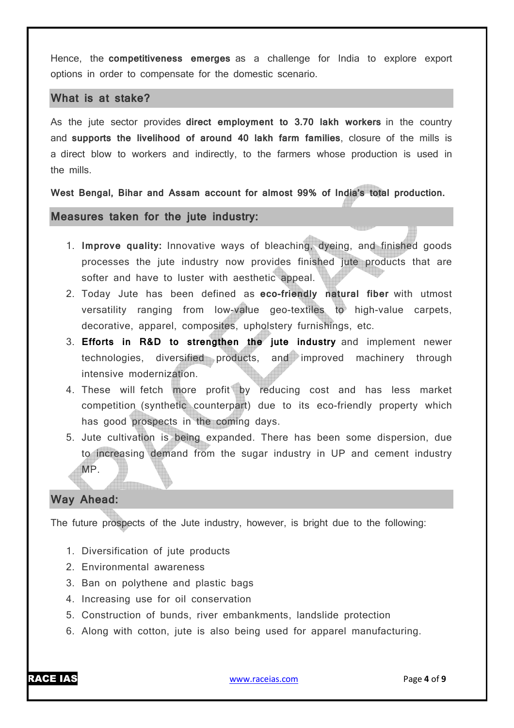Hence, the **competitiveness emerges** as a challenge for India to explore export options in order to compensate for the domestic scenario.

## What is at stake?

As the jute sector provides **direct employment to 3.70 lakh workers** in the country and **supports the livelihood of around 40 lakh farm families**, closure of the mills is a direct blow to workers and indirectly, to the farmers whose production is used in the mills.

**West Bengal, Bihar and Assam account for almost 99% of India's total production.**

## Measures taken for the jute industry:

1. **Improve quality:** Innovative ways of bleaching, dyeing, and finished goods processes the jute industry now provides finished jute products that are softer and have to luster with aesthetic appeal.
2. Today Jute has been defined as **eco-friendly natural fiber** with utmost versatility ranging from low-value geo-textiles to high-value carpets, decorative, apparel, composites, upholstery furnishings, etc.
3. **Efforts in R&D to strengthen the jute industry** and implement newer technologies, diversified products, and improved machinery through intensive modernization.
4. These will fetch more profit by reducing cost and has less market competition (synthetic counterpart) due to its eco-friendly property which has good prospects in the coming days.
5. Jute cultivation is being expanded. There has been some dispersion, due to increasing demand from the sugar industry in UP and cement industry MP.

## Way Ahead:

The future prospects of the Jute industry, however, is bright due to the following:

1. Diversification of jute products
2. Environmental awareness
3. Ban on polythene and plastic bags
4. Increasing use for oil conservation
5. Construction of bunds, river embankments, landslide protection
6. Along with cotton, jute is also being used for apparel manufacturing.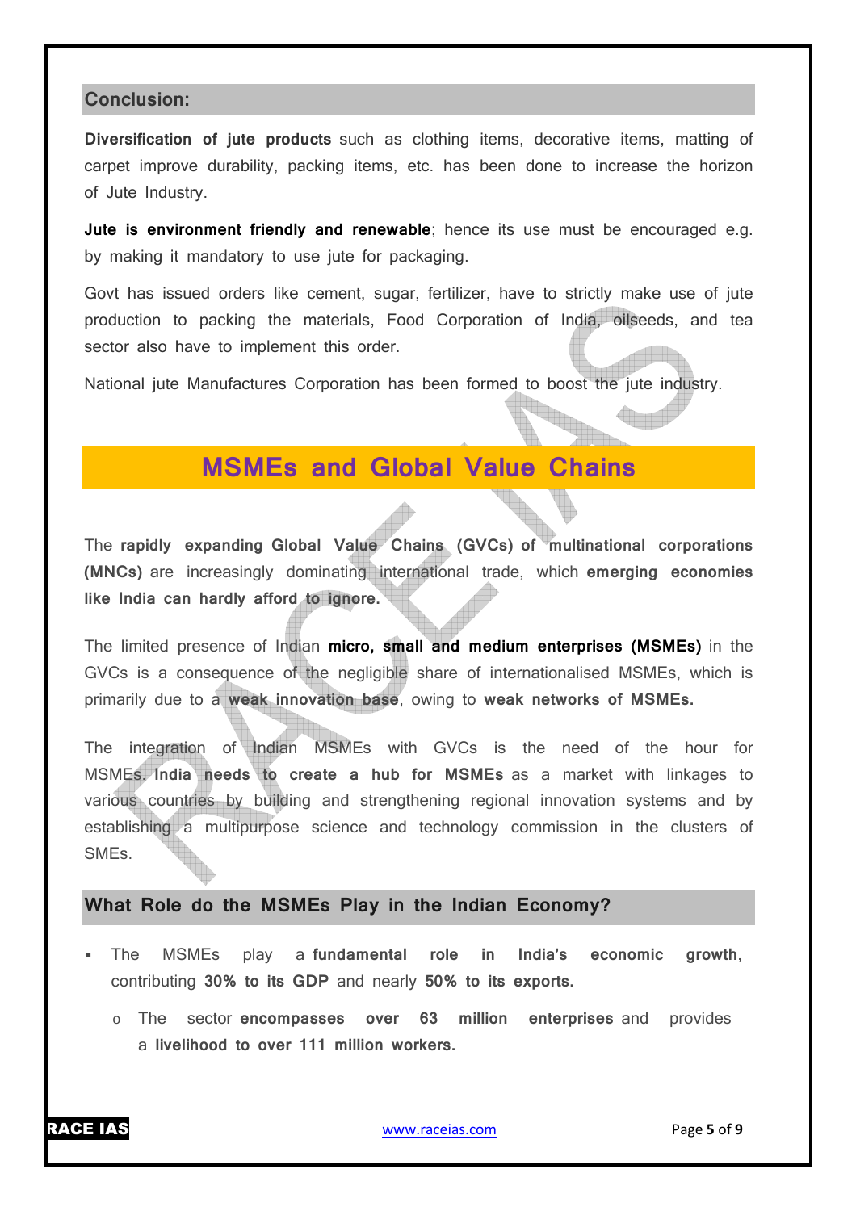## Conclusion:

**Diversification of jute products** such as clothing items, decorative items, matting of carpet improve durability, packing items, etc. has been done to increase the horizon of Jute Industry.

**Jute is environment friendly and renewable**; hence its use must be encouraged e.g. by making it mandatory to use jute for packaging.

Govt has issued orders like cement, sugar, fertilizer, have to strictly make use of jute production to packing the materials, Food Corporation of India, oilseeds, and tea sector also have to implement this order.

National jute Manufactures Corporation has been formed to boost the jute industry.

# MSMEs and Global Value Chains

The **rapidly expanding Global Value Chains (GVCs) of multinational corporations (MNCs)** are increasingly dominating international trade, which **emerging economies like India can hardly afford to ignore.**

The limited presence of Indian **micro, small and medium enterprises (MSMEs)** in the GVCs is a consequence of the negligible share of internationalised MSMEs, which is primarily due to a **weak innovation base**, owing to **weak networks of MSMEs.**

The integration of Indian MSMEs with GVCs is the need of the hour for MSMEs. **India needs to create a hub for MSMEs** as a market with linkages to various countries by building and strengthening regional innovation systems and by establishing a multipurpose science and technology commission in the clusters of SMEs.

## What Role do the MSMEs Play in the Indian Economy?

- The MSMEs play a **fundamental role in India's economic growth**, contributing **30% to its GDP** and nearly **50% to its exports.**
  - The sector **encompasses over 63 million enterprises** and provides a **livelihood to over 111 million workers.**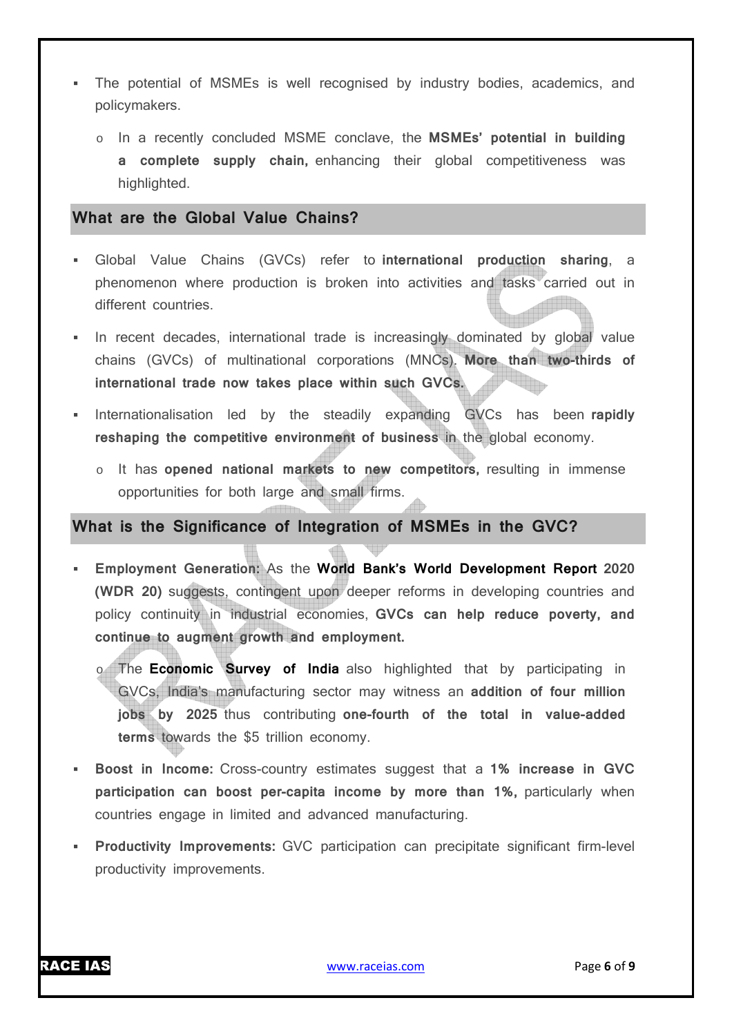- The potential of MSMEs is well recognised by industry bodies, academics, and policymakers.
    - In a recently concluded MSME conclave, the **MSMEs' potential in building a complete supply chain,** enhancing their global competitiveness was highlighted.

## What are the Global Value Chains?

- Global Value Chains (GVCs) refer to **international production sharing**, a phenomenon where production is broken into activities and tasks carried out in different countries.
- In recent decades, international trade is increasingly dominated by global value chains (GVCs) of multinational corporations (MNCs). **More than two-thirds of international trade now takes place within such GVCs.**
- Internationalisation led by the steadily expanding GVCs has been **rapidly reshaping the competitive environment of business** in the global economy.
    - It has **opened national markets to new competitors,** resulting in immense opportunities for both large and small firms.

## What is the Significance of Integration of MSMEs in the GVC?

- **Employment Generation:** As the **World Bank's World Development Report** 2020 **(WDR 20)** suggests, contingent upon deeper reforms in developing countries and policy continuity in industrial economies, **GVCs can help reduce poverty, and continue to augment growth and employment.**
    - The **Economic Survey of India** also highlighted that by participating in GVCs, India's manufacturing sector may witness an **addition of four million jobs by 2025** thus contributing **one-fourth of the total in value-added terms** towards the $5 trillion economy.
- **Boost in Income:** Cross-country estimates suggest that a **1% increase in GVC participation can boost per-capita income by more than 1%,** particularly when countries engage in limited and advanced manufacturing.
- **Productivity Improvements:** GVC participation can precipitate significant firm-level productivity improvements.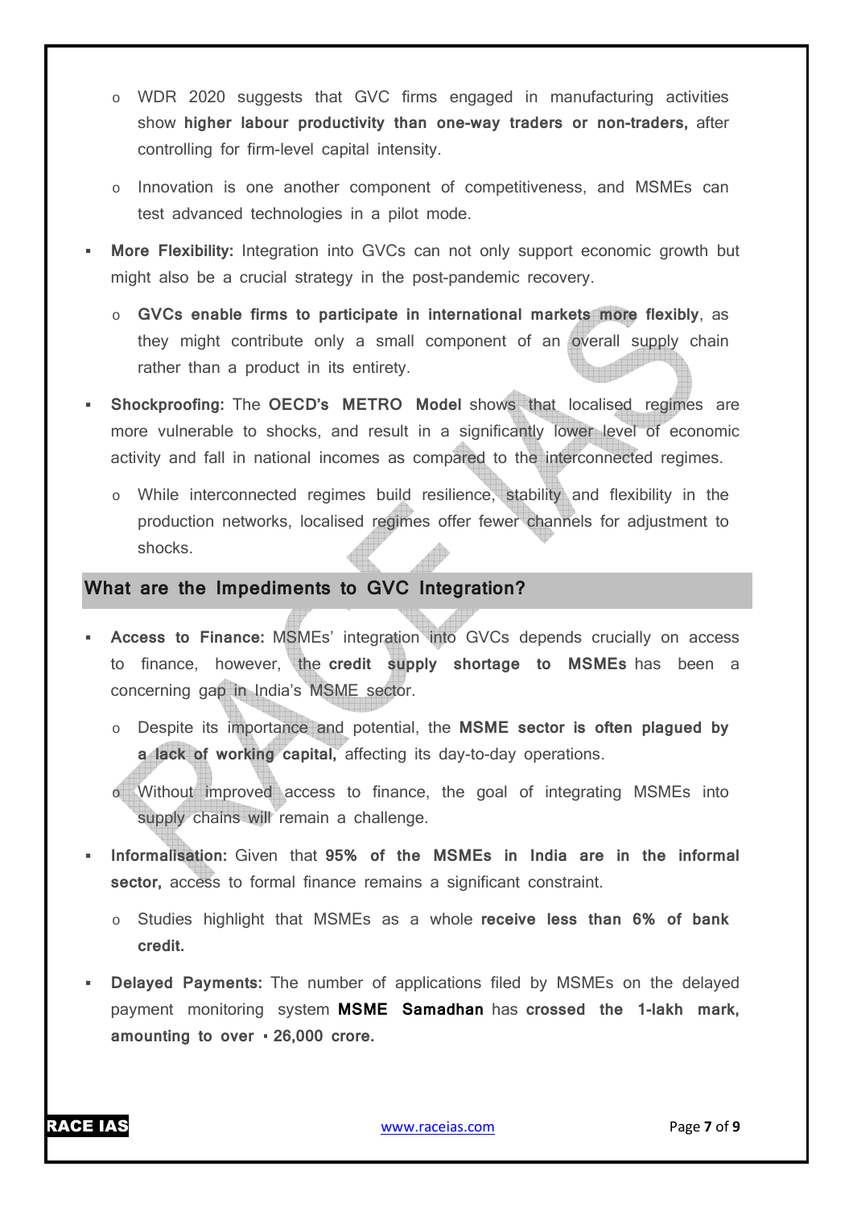- WDR 2020 suggests that GVC firms engaged in manufacturing activities show **higher labour productivity than one-way traders or non-traders,** after controlling for firm-level capital intensity.
- Innovation is one another component of competitiveness, and MSMEs can test advanced technologies in a pilot mode.

- **More Flexibility:** Integration into GVCs can not only support economic growth but might also be a crucial strategy in the post-pandemic recovery.
  - **GVCs enable firms to participate in international markets more flexibly**, as they might contribute only a small component of an overall supply chain rather than a product in its entirety.
- **Shockproofing:** The **OECD's METRO Model** shows that localised regimes are more vulnerable to shocks, and result in a significantly lower level of economic activity and fall in national incomes as compared to the interconnected regimes.
  - While interconnected regimes build resilience, stability and flexibility in the production networks, localised regimes offer fewer channels for adjustment to shocks.

## What are the Impediments to GVC Integration?

- **Access to Finance:** MSMEs' integration into GVCs depends crucially on access to finance, however, the **credit supply shortage to MSMEs** has been a concerning gap in India's MSME sector.
  - Despite its importance and potential, the **MSME sector is often plagued by a lack of working capital,** affecting its day-to-day operations.
  - Without improved access to finance, the goal of integrating MSMEs into supply chains will remain a challenge.
- **Informalisation:** Given that **95% of the MSMEs in India are in the informal sector,** access to formal finance remains a significant constraint.
  - Studies highlight that MSMEs as a whole **receive less than 6% of bank credit.**
- **Delayed Payments:** The number of applications filed by MSMEs on the delayed payment monitoring system **MSME Samadhan** has **crossed the 1-lakh mark, amounting to over ₹26,000 crore.**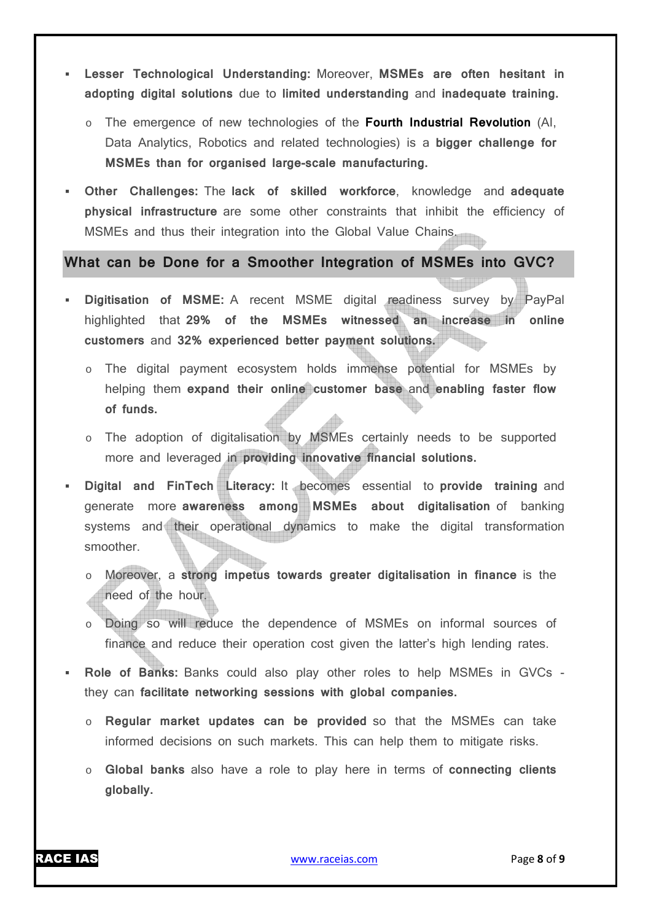- **Lesser Technological Understanding:** Moreover, **MSMEs are often hesitant in adopting digital solutions** due to **limited understanding** and **inadequate training.**
  - The emergence of new technologies of the **Fourth Industrial Revolution** (AI, Data Analytics, Robotics and related technologies) is a **bigger challenge for MSMEs than for organised large-scale manufacturing.**
- **Other Challenges:** The **lack of skilled workforce**, knowledge and **adequate physical infrastructure** are some other constraints that inhibit the efficiency of MSMEs and thus their integration into the Global Value Chains.

## What can be Done for a Smoother Integration of MSMEs into GVC?

- **Digitisation of MSME:** A recent MSME digital readiness survey by PayPal highlighted that **29% of the MSMEs witnessed an increase in online customers** and **32% experienced better payment solutions.**
  - The digital payment ecosystem holds immense potential for MSMEs by helping them **expand their online customer base** and **enabling faster flow of funds.**
  - The adoption of digitalisation by MSMEs certainly needs to be supported more and leveraged in **providing innovative financial solutions.**
- **Digital and FinTech Literacy:** It becomes essential to **provide training** and generate more **awareness among MSMEs about digitalisation** of banking systems and their operational dynamics to make the digital transformation smoother.
  - Moreover, a **strong impetus towards greater digitalisation in finance** is the need of the hour.
  - Doing so will reduce the dependence of MSMEs on informal sources of finance and reduce their operation cost given the latter's high lending rates.
- **Role of Banks:** Banks could also play other roles to help MSMEs in GVCs - they can **facilitate networking sessions with global companies.**
  - **Regular market updates can be provided** so that the MSMEs can take informed decisions on such markets. This can help them to mitigate risks.
  - **Global banks** also have a role to play here in terms of **connecting clients globally.**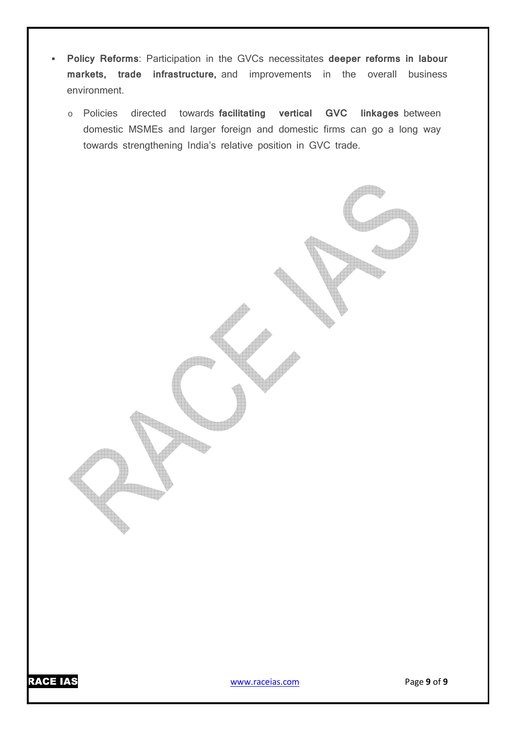- **Policy Reforms**: Participation in the GVCs necessitates **deeper reforms in labour markets, trade infrastructure,** and improvements in the overall business environment.
  - Policies directed towards **facilitating vertical GVC linkages** between domestic MSMEs and larger foreign and domestic firms can go a long way towards strengthening India's relative position in GVC trade.